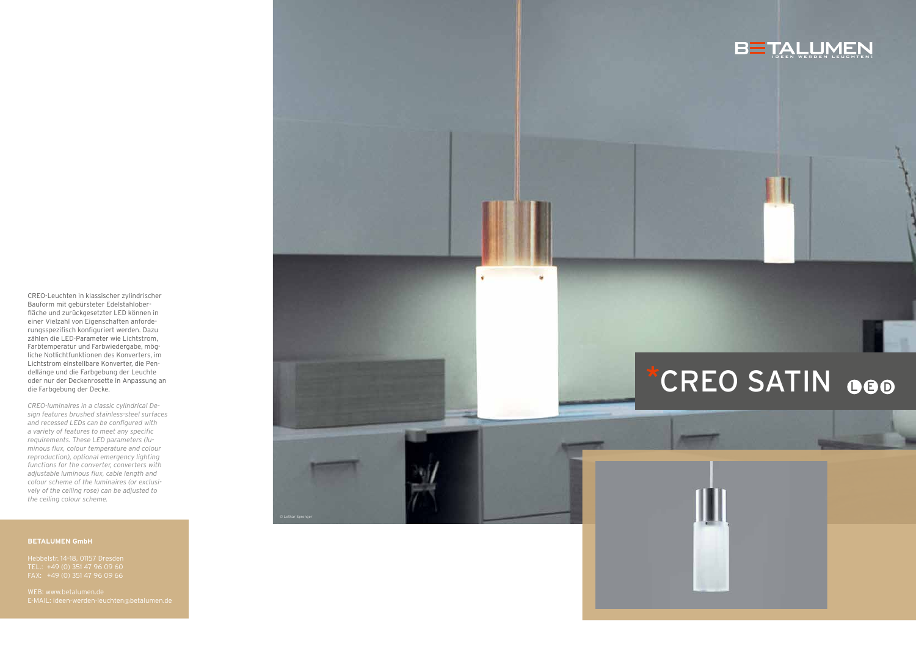# *CREO SATIN LED

BETALUMEN

IDEEN WERDEN LEUCHTEN!

CREO-Leuchten in klassischer zylindrischer Bauform mit gebürsteter Edelstahloberfläche und zurückgesetzter LED können in einer Vielzahl von Eigenschaften anforderungsspezifisch konfiguriert werden. Dazu zählen die LED-Parameter wie Lichtstrom, Farbtemperatur und Farbwiedergabe, mögliche Notlichtfunktionen des Konverters, im Lichtstrom einstellbare Konverter, die Pendellänge und die Farbgebung der Leuchte oder nur der Deckenrosette in Anpassung an die Farbgebung der Decke.

*CREO-luminaires in a classic cylindrical Design features brushed stainless-steel surfaces and recessed LEDs can be configured with a variety of features to meet any specific requirements. These LED parameters (luminous flux, colour temperature and colour reproduction), optional emergency lighting functions for the converter, converters with adjustable luminous flux, cable length and colour scheme of the luminaires (or exclusively of the ceiling rose) can be adjusted to the ceiling colour scheme.*

**BETALUMEN GmbH**

Hebbelstr. 14-18, 01157 Dresden
TEL.: +49 (0) 351 47 96 09 60
FAX: +49 (0) 351 47 96 09 66

WEB: www.betalumen.de
E-MAIL: ideen-werden-leuchten@betalumen.de

© Lothar Sprenger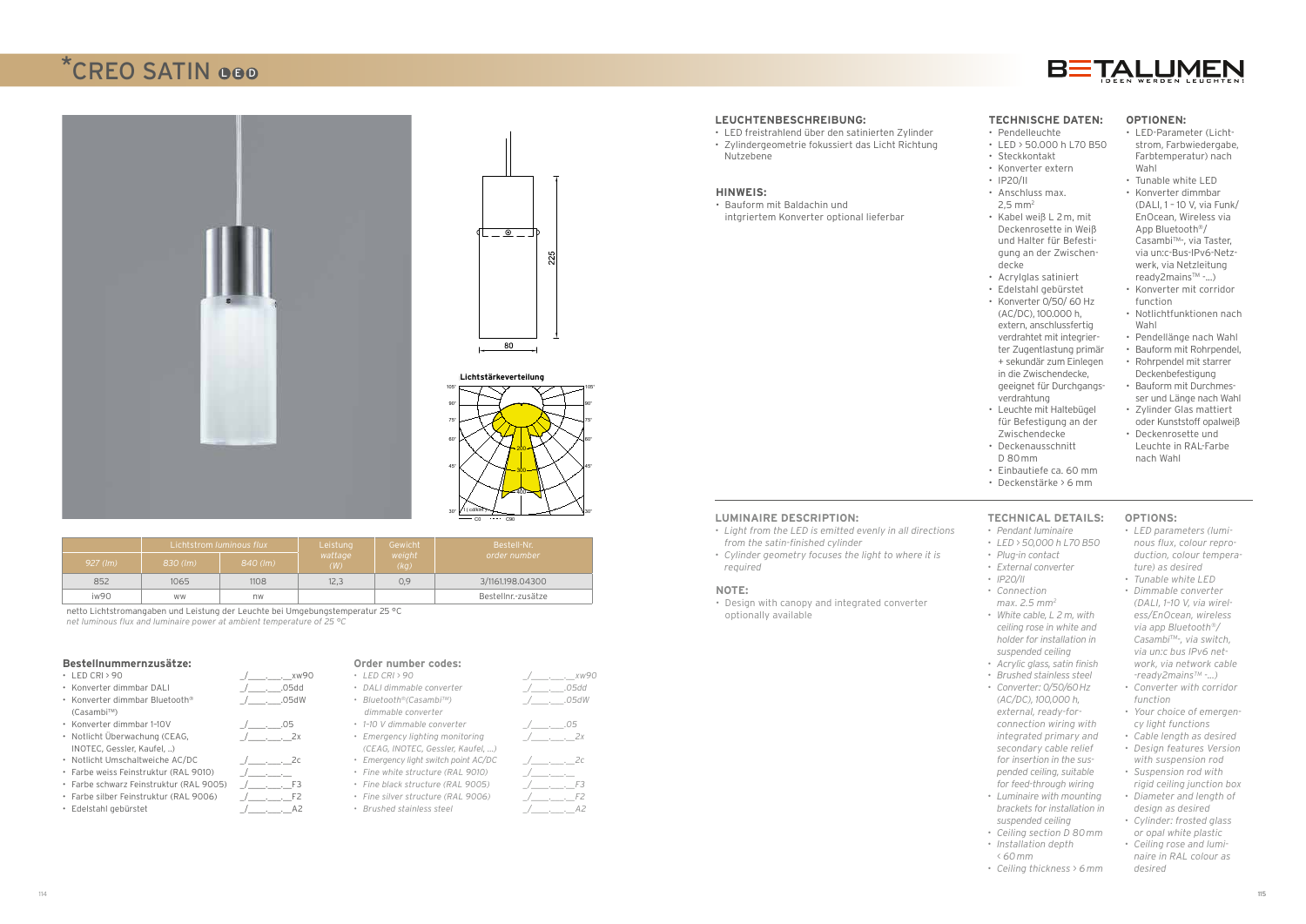# *CREO SATIN LED

BETALUMEN
IDEEN WERDEN LEUCHTEN!

225

80

Lichtstärkeverteilung

105° 105°
90° 90°
75° 75°
60° 60°
45° 45°
30° 30°
200
300
400
I [ cd/klm ]
C0 C90

| | Lichtstrom *luminous flux* | | Leistung *wattage (W)* | Gewicht *weight (kg)* | Bestell-Nr. *order number* |
|---|---|---|---|---|---|
| *927 (lm)* | *830 (lm)* | *840 (lm)* | | | |
| 852 | 1065 | 1108 | 12,3 | 0,9 | 3/1161.198.04300 |
| iw90 | ww | nw | | | Bestellnr.-zusätze |

netto Lichtstromangaben und Leistung der Leuchte bei Umgebungstemperatur 25 °C
*net luminous flux and luminaire power at ambient temperature of 25 °C*

### Bestellnummernzusätze:

| | |
|---|---|
| • LED CRI > 90 | _/____.___.__xw90 |
| • Konverter dimmbar DALI | _/____.___.05dd |
| • Konverter dimmbar Bluetooth® (Casambi™) | _/____.___.05dW |
| • Konverter dimmbar 1–10V | _/____.___.05 |
| • Notlicht Überwachung (CEAG, INOTEC, Gessler, Kaufel, ..) | _/____.___.__2x |
| • Notlicht Umschaltweiche AC/DC | _/____.___.__2c |
| • Farbe weiss Feinstruktur (RAL 9010) | _/____.___.__ |
| • Farbe schwarz Feinstruktur (RAL 9005) | _/____.___.__F3 |
| • Farbe silber Feinstruktur (RAL 9006) | _/____.___.__F2 |
| • Edelstahl gebürstet | _/____.___.__A2 |

### Order number codes:

| | |
|---|---|
| • *LED CRI > 90* | _/____.___.__xw90 |
| • *DALI dimmable converter* | _/____.___.05dd |
| • *Bluetooth®(Casambi™) dimmable converter* | _/____.___.05dW |
| • *1-10 V dimmable converter* | _/____.___.05 |
| • *Emergency lighting monitoring (CEAG, INOTEC, Gessler, Kaufel, ...)* | _/____.___.__2x |
| • *Emergency light switch point AC/DC* | _/____.___.__2c |
| • *Fine white structure (RAL 9010)* | _/____.___.__ |
| • *Fine black structure (RAL 9005)* | _/____.___.__F3 |
| • *Fine silver structure (RAL 9006)* | _/____.___.__F2 |
| • *Brushed stainless steel* | _/____.___.__A2 |

## LEUCHTENBESCHREIBUNG:

- LED freistrahlend über den satinierten Zylinder
- Zylindergeometrie fokussiert das Licht Richtung Nutzebene

## HINWEIS:

- Bauform mit Baldachin und intgriertem Konverter optional lieferbar

## TECHNISCHE DATEN:

- Pendelleuchte
- LED > 50.000 h L70 B50
- Steckkontakt
- Konverter extern
- IP20/II
- Anschluss max. 2,5 mm²
- Kabel weiß L 2 m, mit Deckenrosette in Weiß und Halter für Befestigung an der Zwischendecke
- Acrylglas satiniert
- Edelstahl gebürstet
- Konverter 0/50/ 60 Hz (AC/DC), 100.000 h, extern, anschlussfertig verdrahtet mit integrierter Zugentlastung primär + sekundär zum Einlegen in die Zwischendecke, geeignet für Durchgangsverdrahtung
- Leuchte mit Haltebügel für Befestigung an der Zwischendecke
- Deckenausschnitt D 80 mm
- Einbautiefe ca. 60 mm
- Deckenstärke > 6 mm

## OPTIONEN:

- LED-Parameter (Lichtstrom, Farbwiedergabe, Farbtemperatur) nach Wahl
- Tunable white LED
- Konverter dimmbar (DALI, 1 – 10 V, via Funk/ EnOcean, Wireless via App Bluetooth®/ Casambi™-, via Taster, via un:c-Bus-IPv6-Netzwerk, via Netzleitung ready2mains™ -...)
- Konverter mit corridor function
- Notlichtfunktionen nach Wahl
- Pendellänge nach Wahl
- Bauform mit Rohrpendel,
- Rohrpendel mit starrer Deckenbefestigung
- Bauform mit Durchmesser und Länge nach Wahl
- Zylinder Glas mattiert oder Kunststoff opalweiß
- Deckenrosette und Leuchte in RAL-Farbe nach Wahl

## LUMINAIRE DESCRIPTION:

- *Light from the LED is emitted evenly in all directions from the satin-finished cylinder*
- *Cylinder geometry focuses the light to where it is required*

## NOTE:

- Design with canopy and integrated converter optionally available

## TECHNICAL DETAILS:

- *Pendant luminaire*
- *LED > 50,000 h L70 B50*
- *Plug-in contact*
- *External converter*
- *IP20/II*
- *Connection max. 2.5 mm²*
- *White cable, L 2 m, with ceiling rose in white and holder for installation in suspended ceiling*
- *Acrylic glass, satin finish*
- *Brushed stainless steel*
- *Converter: 0/50/60 Hz (AC/DC), 100,000 h, external, ready-for-connection wiring with integrated primary and secondary cable relief for insertion in the suspended ceiling, suitable for feed-through wiring*
- *Luminaire with mounting brackets for installation in suspended ceiling*
- *Ceiling section D 80 mm*
- *Installation depth < 60 mm*
- *Ceiling thickness > 6 mm*

## OPTIONS:

- *LED parameters (luminous flux, colour reproduction, colour temperature) as desired*
- *Tunable white LED*
- *Dimmable converter (DALI, 1–10 V, via wireless/EnOcean, wireless via app Bluetooth®/ Casambi™-, via switch, via un:c bus IPv6 network, via network cable -ready2mains™ -...)*
- *Converter with corridor function*
- *Your choice of emergency light functions*
- *Cable length as desired*
- *Design features Version with suspension rod*
- *Suspension rod with rigid ceiling junction box*
- *Diameter and length of design as desired*
- *Cylinder: frosted glass or opal white plastic*
- *Ceiling rose and luminaire in RAL colour as desired*